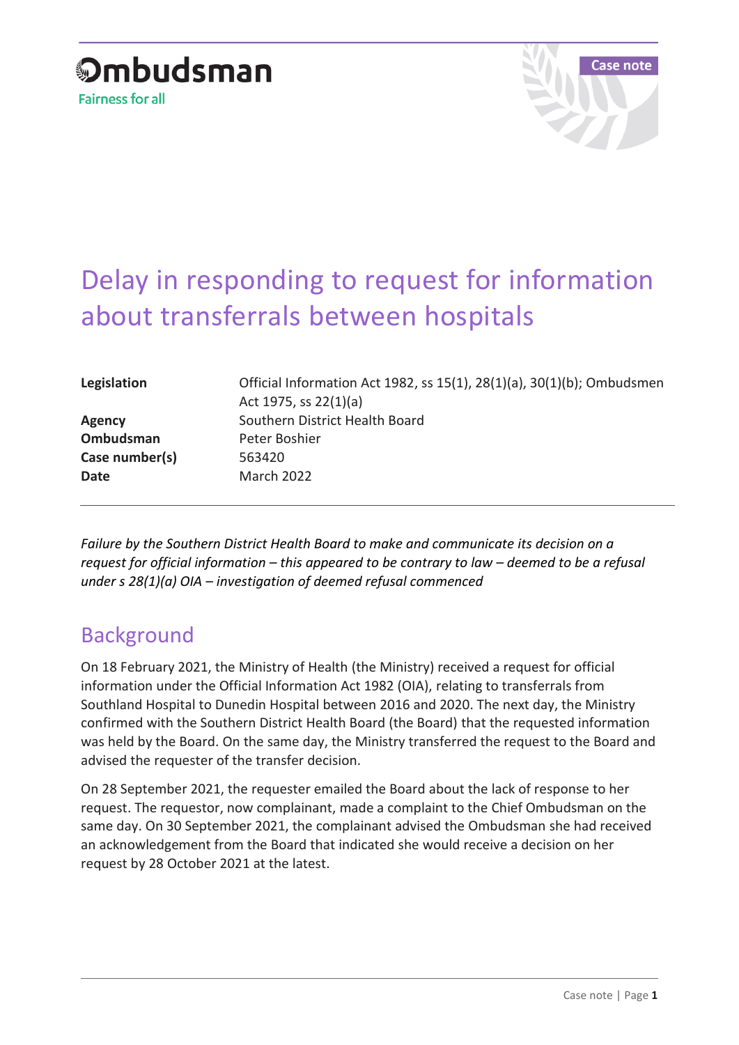Ombudsman

Fairness for all

Case note

# Delay in responding to request for information about transferrals between hospitals

| | |
|---|---|
| **Legislation** | Official Information Act 1982, ss 15(1), 28(1)(a), 30(1)(b); Ombudsmen Act 1975, ss 22(1)(a) |
| **Agency** | Southern District Health Board |
| **Ombudsman** | Peter Boshier |
| **Case number(s)** | 563420 |
| **Date** | March 2022 |

*Failure by the Southern District Health Board to make and communicate its decision on a request for official information – this appeared to be contrary to law – deemed to be a refusal under s 28(1)(a) OIA – investigation of deemed refusal commenced*

## Background

On 18 February 2021, the Ministry of Health (the Ministry) received a request for official information under the Official Information Act 1982 (OIA), relating to transferrals from Southland Hospital to Dunedin Hospital between 2016 and 2020. The next day, the Ministry confirmed with the Southern District Health Board (the Board) that the requested information was held by the Board. On the same day, the Ministry transferred the request to the Board and advised the requester of the transfer decision.

On 28 September 2021, the requester emailed the Board about the lack of response to her request. The requestor, now complainant, made a complaint to the Chief Ombudsman on the same day. On 30 September 2021, the complainant advised the Ombudsman she had received an acknowledgement from the Board that indicated she would receive a decision on her request by 28 October 2021 at the latest.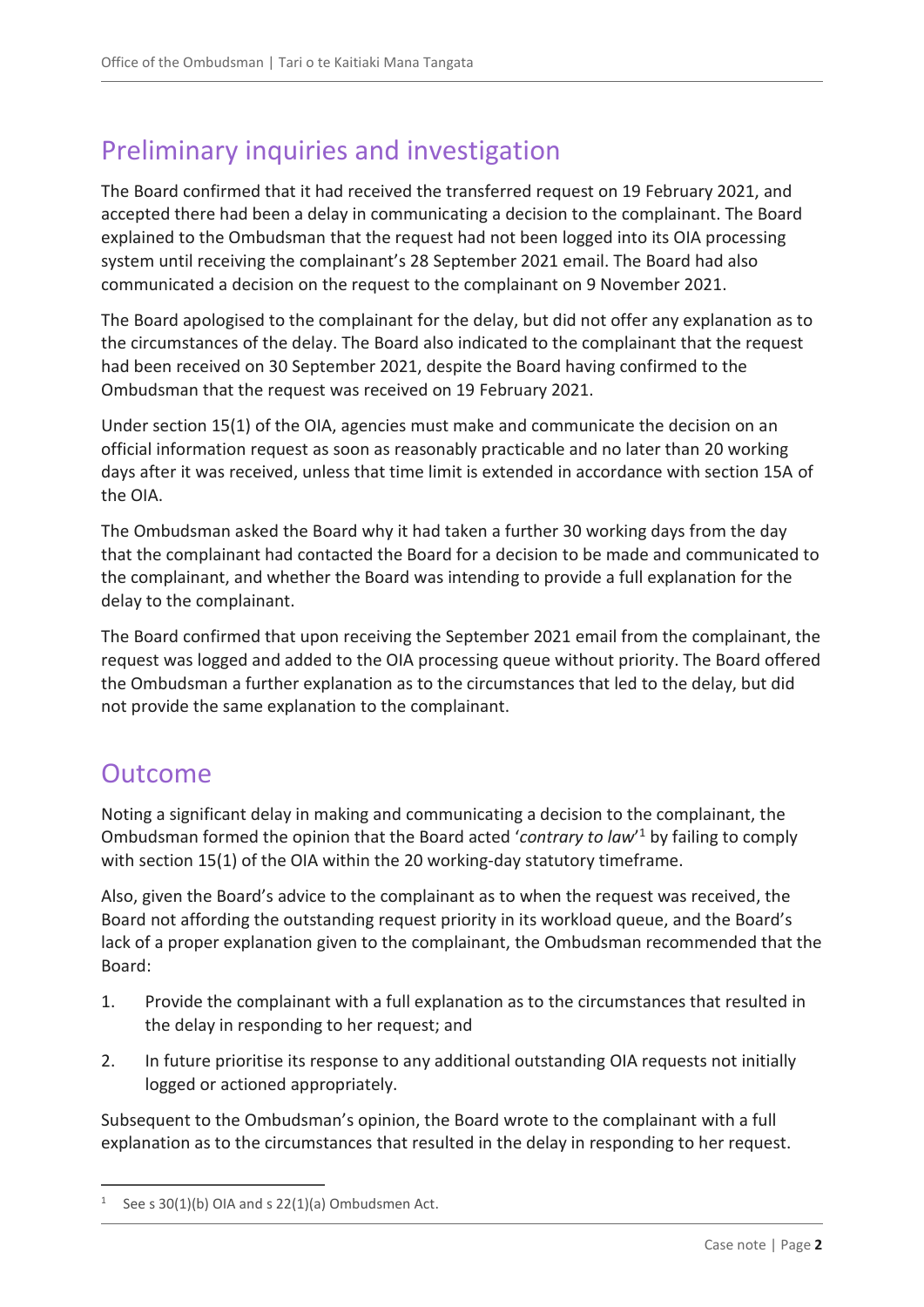## Preliminary inquiries and investigation

The Board confirmed that it had received the transferred request on 19 February 2021, and accepted there had been a delay in communicating a decision to the complainant. The Board explained to the Ombudsman that the request had not been logged into its OIA processing system until receiving the complainant's 28 September 2021 email. The Board had also communicated a decision on the request to the complainant on 9 November 2021.

The Board apologised to the complainant for the delay, but did not offer any explanation as to the circumstances of the delay. The Board also indicated to the complainant that the request had been received on 30 September 2021, despite the Board having confirmed to the Ombudsman that the request was received on 19 February 2021.

Under section 15(1) of the OIA, agencies must make and communicate the decision on an official information request as soon as reasonably practicable and no later than 20 working days after it was received, unless that time limit is extended in accordance with section 15A of the OIA.

The Ombudsman asked the Board why it had taken a further 30 working days from the day that the complainant had contacted the Board for a decision to be made and communicated to the complainant, and whether the Board was intending to provide a full explanation for the delay to the complainant.

The Board confirmed that upon receiving the September 2021 email from the complainant, the request was logged and added to the OIA processing queue without priority. The Board offered the Ombudsman a further explanation as to the circumstances that led to the delay, but did not provide the same explanation to the complainant.

## Outcome

Noting a significant delay in making and communicating a decision to the complainant, the Ombudsman formed the opinion that the Board acted '*contrary to law*'[1] by failing to comply with section 15(1) of the OIA within the 20 working-day statutory timeframe.

Also, given the Board's advice to the complainant as to when the request was received, the Board not affording the outstanding request priority in its workload queue, and the Board's lack of a proper explanation given to the complainant, the Ombudsman recommended that the Board:

1. Provide the complainant with a full explanation as to the circumstances that resulted in the delay in responding to her request; and
2. In future prioritise its response to any additional outstanding OIA requests not initially logged or actioned appropriately.

Subsequent to the Ombudsman's opinion, the Board wrote to the complainant with a full explanation as to the circumstances that resulted in the delay in responding to her request.

[1] See s 30(1)(b) OIA and s 22(1)(a) Ombudsmen Act.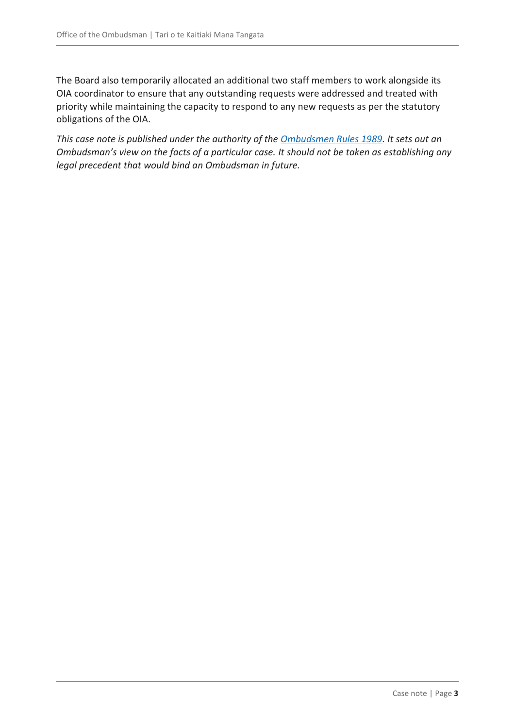The Board also temporarily allocated an additional two staff members to work alongside its OIA coordinator to ensure that any outstanding requests were addressed and treated with priority while maintaining the capacity to respond to any new requests as per the statutory obligations of the OIA.

*This case note is published under the authority of the [Ombudsmen Rules 1989](). It sets out an Ombudsman's view on the facts of a particular case. It should not be taken as establishing any legal precedent that would bind an Ombudsman in future.*